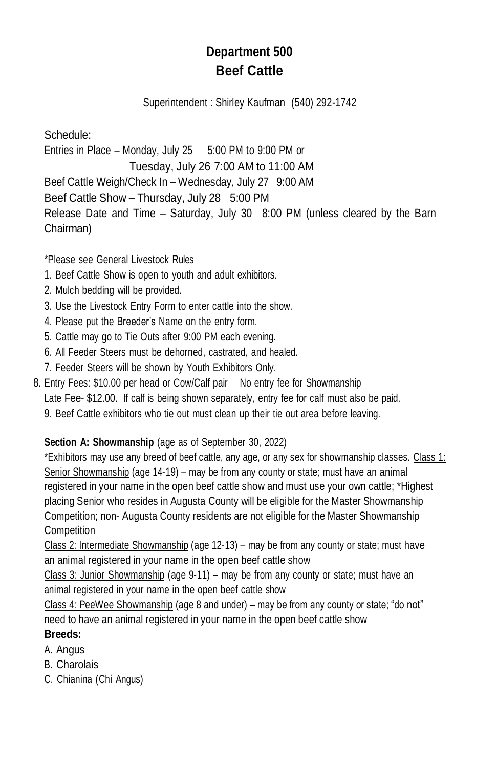# Department 500
# Beef Cattle

Superintendent : Shirley Kaufman (540) 292-1742

Schedule:

Entries in Place – Monday, July 25 5:00 PM to 9:00 PM or
Tuesday, July 26 7:00 AM to 11:00 AM

Beef Cattle Weigh/Check In – Wednesday, July 27 9:00 AM

Beef Cattle Show – Thursday, July 28 5:00 PM

Release Date and Time – Saturday, July 30 8:00 PM (unless cleared by the Barn Chairman)

*Please see General Livestock Rules

1. Beef Cattle Show is open to youth and adult exhibitors.
2. Mulch bedding will be provided.
3. Use the Livestock Entry Form to enter cattle into the show.
4. Please put the Breeder's Name on the entry form.
5. Cattle may go to Tie Outs after 9:00 PM each evening.
6. All Feeder Steers must be dehorned, castrated, and healed.
7. Feeder Steers will be shown by Youth Exhibitors Only.
8. Entry Fees: $10.00 per head or Cow/Calf pair No entry fee for Showmanship
   Late Fee- $12.00. If calf is being shown separately, entry fee for calf must also be paid.
9. Beef Cattle exhibitors who tie out must clean up their tie out area before leaving.

**Section A: Showmanship** (age as of September 30, 2022)

*Exhibitors may use any breed of beef cattle, any age, or any sex for showmanship classes. <u>Class 1: Senior Showmanship</u> (age 14-19) – may be from any county or state; must have an animal registered in your name in the open beef cattle show and must use your own cattle; *Highest placing Senior who resides in Augusta County will be eligible for the Master Showmanship Competition; non- Augusta County residents are not eligible for the Master Showmanship Competition

<u>Class 2: Intermediate Showmanship</u> (age 12-13) – may be from any county or state; must have an animal registered in your name in the open beef cattle show

<u>Class 3: Junior Showmanship</u> (age 9-11) – may be from any county or state; must have an animal registered in your name in the open beef cattle show

<u>Class 4: PeeWee Showmanship</u> (age 8 and under) – may be from any county or state; "do not" need to have an animal registered in your name in the open beef cattle show

**Breeds:**

A. Angus
B. Charolais
C. Chianina (Chi Angus)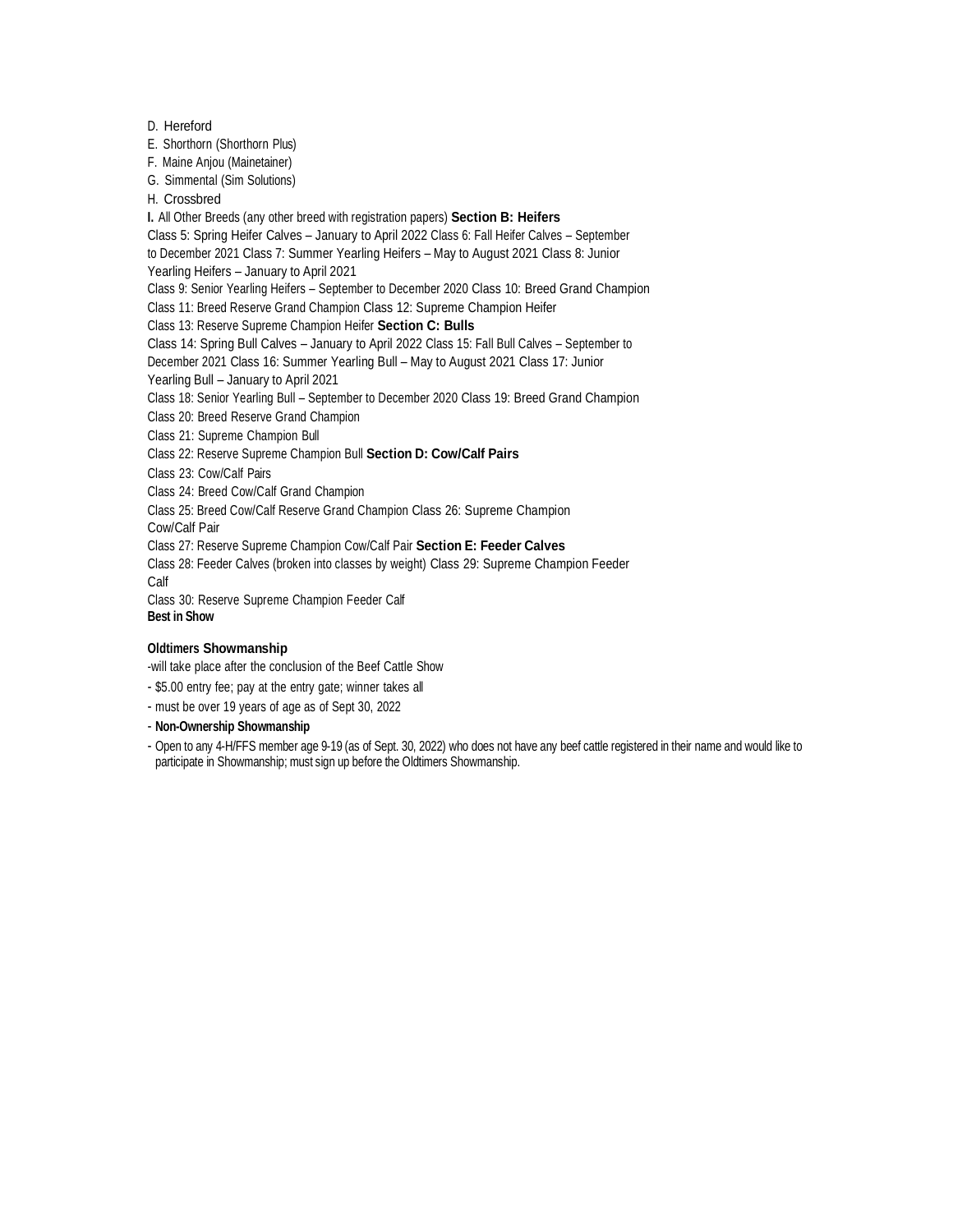D. Hereford

E. Shorthorn (Shorthorn Plus)

F. Maine Anjou (Mainetainer)

G. Simmental (Sim Solutions)

H. Crossbred

**I.** All Other Breeds (any other breed with registration papers)

**Section B: Heifers**

Class 5: Spring Heifer Calves – January to April 2022

Class 6: Fall Heifer Calves – September to December 2021

Class 7: Summer Yearling Heifers – May to August 2021

Class 8: Junior Yearling Heifers – January to April 2021

Class 9: Senior Yearling Heifers – September to December 2020

Class 10: Breed Grand Champion

Class 11: Breed Reserve Grand Champion

Class 12: Supreme Champion Heifer

Class 13: Reserve Supreme Champion Heifer

**Section C: Bulls**

Class 14: Spring Bull Calves – January to April 2022

Class 15: Fall Bull Calves – September to December 2021

Class 16: Summer Yearling Bull – May to August 2021

Class 17: Junior Yearling Bull – January to April 2021

Class 18: Senior Yearling Bull – September to December 2020

Class 19: Breed Grand Champion

Class 20: Breed Reserve Grand Champion

Class 21: Supreme Champion Bull

Class 22: Reserve Supreme Champion Bull

**Section D: Cow/Calf Pairs**

Class 23: Cow/Calf Pairs

Class 24: Breed Cow/Calf Grand Champion

Class 25: Breed Cow/Calf Reserve Grand Champion

Class 26: Supreme Champion Cow/Calf Pair

Class 27: Reserve Supreme Champion Cow/Calf Pair

**Section E: Feeder Calves**

Class 28: Feeder Calves (broken into classes by weight)

Class 29: Supreme Champion Feeder Calf

Class 30: Reserve Supreme Champion Feeder Calf

**Best in Show**

**Oldtimers Showmanship**

-will take place after the conclusion of the Beef Cattle Show

- $5.00 entry fee; pay at the entry gate; winner takes all
- must be over 19 years of age as of Sept 30, 2022
- **Non-Ownership Showmanship**
- Open to any 4-H/FFS member age 9-19 (as of Sept. 30, 2022) who does not have any beef cattle registered in their name and would like to participate in Showmanship; must sign up before the Oldtimers Showmanship.